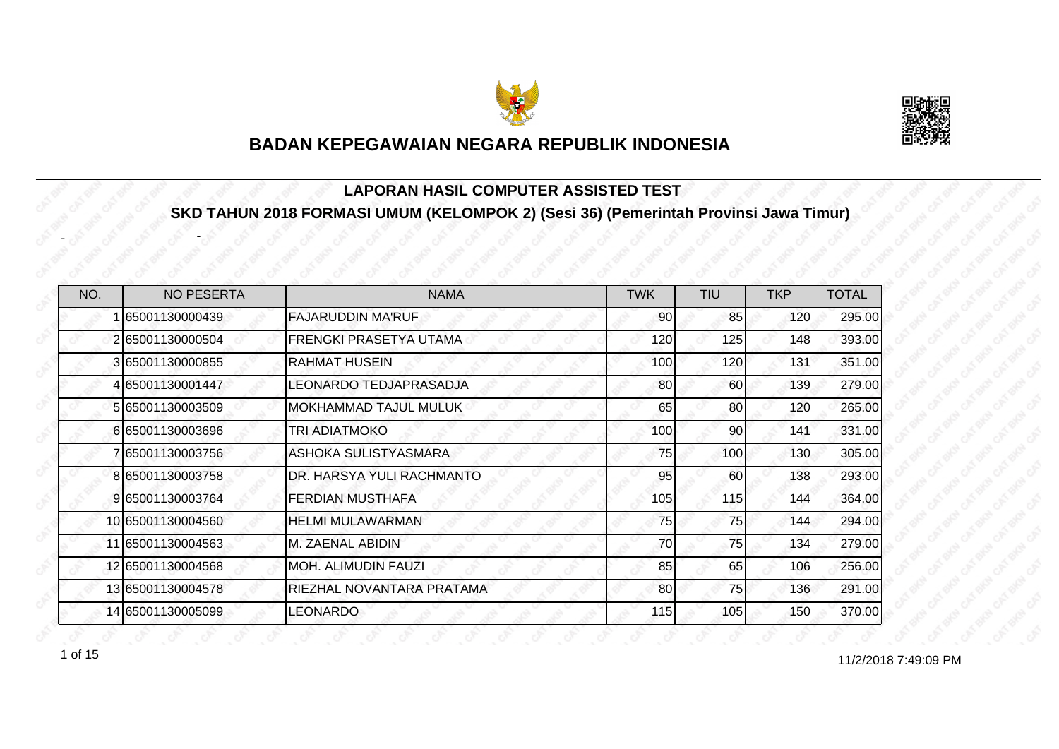# BADAN KEPEGAWAIAN NEGARA REPUBLIK INDONESIA

## LAPORAN HASIL COMPUTER ASSISTED TEST

## SKD TAHUN 2018 FORMASI UMUM (KELOMPOK 2) (Sesi 36) (Pemerintah Provinsi Jawa Timur)

- -

| NO. | NO PESERTA | NAMA | TWK | TIU | TKP | TOTAL |
|---|---|---|---|---|---|---|
| 1 | 65001130000439 | FAJARUDDIN MA'RUF | 90 | 85 | 120 | 295.00 |
| 2 | 65001130000504 | FRENGKI PRASETYA UTAMA | 120 | 125 | 148 | 393.00 |
| 3 | 65001130000855 | RAHMAT HUSEIN | 100 | 120 | 131 | 351.00 |
| 4 | 65001130001447 | LEONARDO TEDJAPRASADJA | 80 | 60 | 139 | 279.00 |
| 5 | 65001130003509 | MOKHAMMAD TAJUL MULUK | 65 | 80 | 120 | 265.00 |
| 6 | 65001130003696 | TRI ADIATMOKO | 100 | 90 | 141 | 331.00 |
| 7 | 65001130003756 | ASHOKA SULISTYASMARA | 75 | 100 | 130 | 305.00 |
| 8 | 65001130003758 | DR. HARSYA YULI RACHMANTO | 95 | 60 | 138 | 293.00 |
| 9 | 65001130003764 | FERDIAN MUSTHAFA | 105 | 115 | 144 | 364.00 |
| 10 | 65001130004560 | HELMI MULAWARMAN | 75 | 75 | 144 | 294.00 |
| 11 | 65001130004563 | M. ZAENAL ABIDIN | 70 | 75 | 134 | 279.00 |
| 12 | 65001130004568 | MOH. ALIMUDIN FAUZI | 85 | 65 | 106 | 256.00 |
| 13 | 65001130004578 | RIEZHAL NOVANTARA PRATAMA | 80 | 75 | 136 | 291.00 |
| 14 | 65001130005099 | LEONARDO | 115 | 105 | 150 | 370.00 |

11/2/2018 7:49:09 PM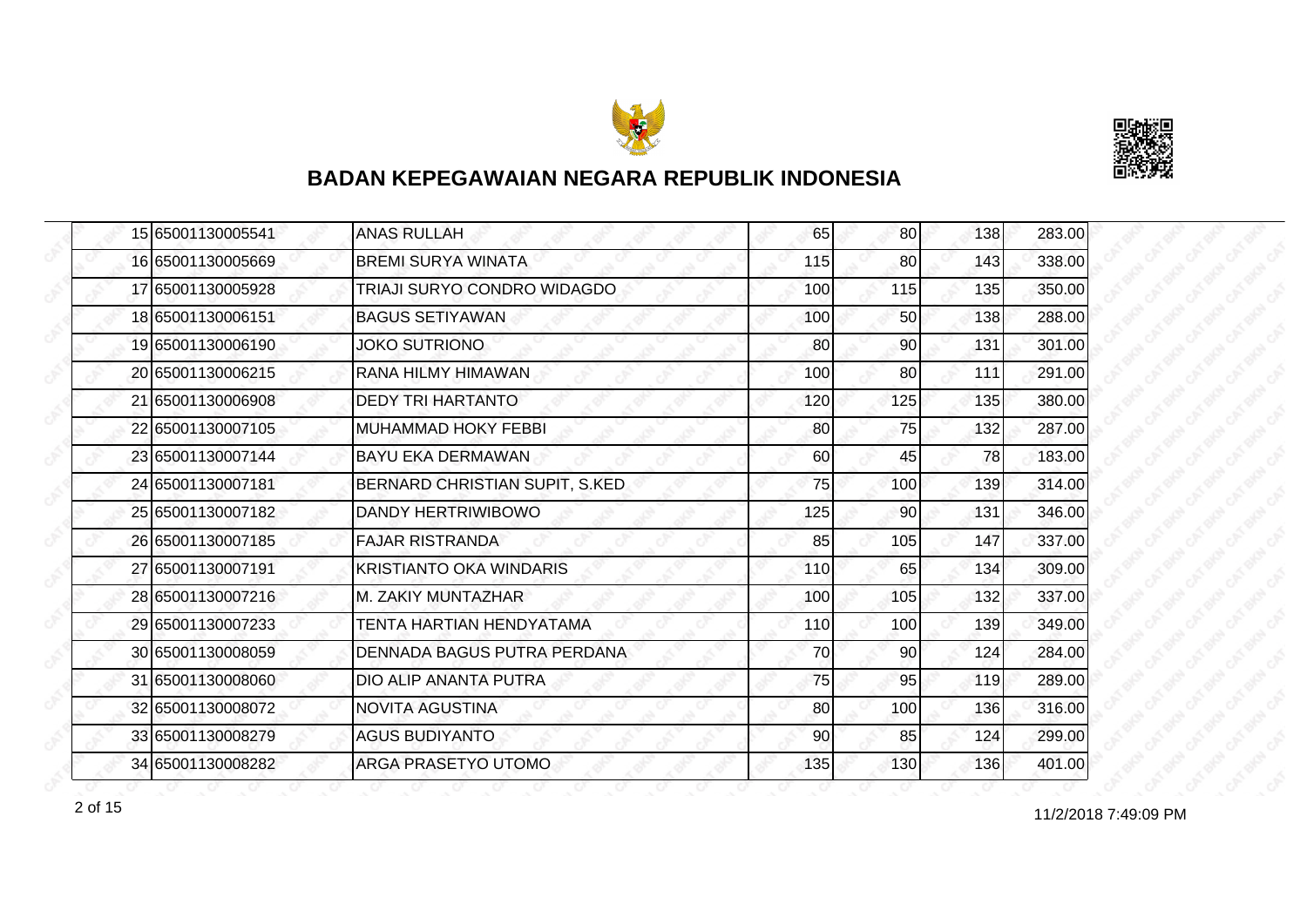## BADAN KEPEGAWAIAN NEGARA REPUBLIK INDONESIA

| | | | | | | |
|---|---|---|---|---|---|---|
| 15 | 65001130005541 | ANAS RULLAH | 65 | 80 | 138 | 283.00 |
| 16 | 65001130005669 | BREMI SURYA WINATA | 115 | 80 | 143 | 338.00 |
| 17 | 65001130005928 | TRIAJI SURYO CONDRO WIDAGDO | 100 | 115 | 135 | 350.00 |
| 18 | 65001130006151 | BAGUS SETIYAWAN | 100 | 50 | 138 | 288.00 |
| 19 | 65001130006190 | JOKO SUTRIONO | 80 | 90 | 131 | 301.00 |
| 20 | 65001130006215 | RANA HILMY HIMAWAN | 100 | 80 | 111 | 291.00 |
| 21 | 65001130006908 | DEDY TRI HARTANTO | 120 | 125 | 135 | 380.00 |
| 22 | 65001130007105 | MUHAMMAD HOKY FEBBI | 80 | 75 | 132 | 287.00 |
| 23 | 65001130007144 | BAYU EKA DERMAWAN | 60 | 45 | 78 | 183.00 |
| 24 | 65001130007181 | BERNARD CHRISTIAN SUPIT, S.KED | 75 | 100 | 139 | 314.00 |
| 25 | 65001130007182 | DANDY HERTRIWIBOWO | 125 | 90 | 131 | 346.00 |
| 26 | 65001130007185 | FAJAR RISTRANDA | 85 | 105 | 147 | 337.00 |
| 27 | 65001130007191 | KRISTIANTO OKA WINDARIS | 110 | 65 | 134 | 309.00 |
| 28 | 65001130007216 | M. ZAKIY MUNTAZHAR | 100 | 105 | 132 | 337.00 |
| 29 | 65001130007233 | TENTA HARTIAN HENDYATAMA | 110 | 100 | 139 | 349.00 |
| 30 | 65001130008059 | DENNADA BAGUS PUTRA PERDANA | 70 | 90 | 124 | 284.00 |
| 31 | 65001130008060 | DIO ALIP ANANTA PUTRA | 75 | 95 | 119 | 289.00 |
| 32 | 65001130008072 | NOVITA AGUSTINA | 80 | 100 | 136 | 316.00 |
| 33 | 65001130008279 | AGUS BUDIYANTO | 90 | 85 | 124 | 299.00 |
| 34 | 65001130008282 | ARGA PRASETYO UTOMO | 135 | 130 | 136 | 401.00 |

11/2/2018 7:49:09 PM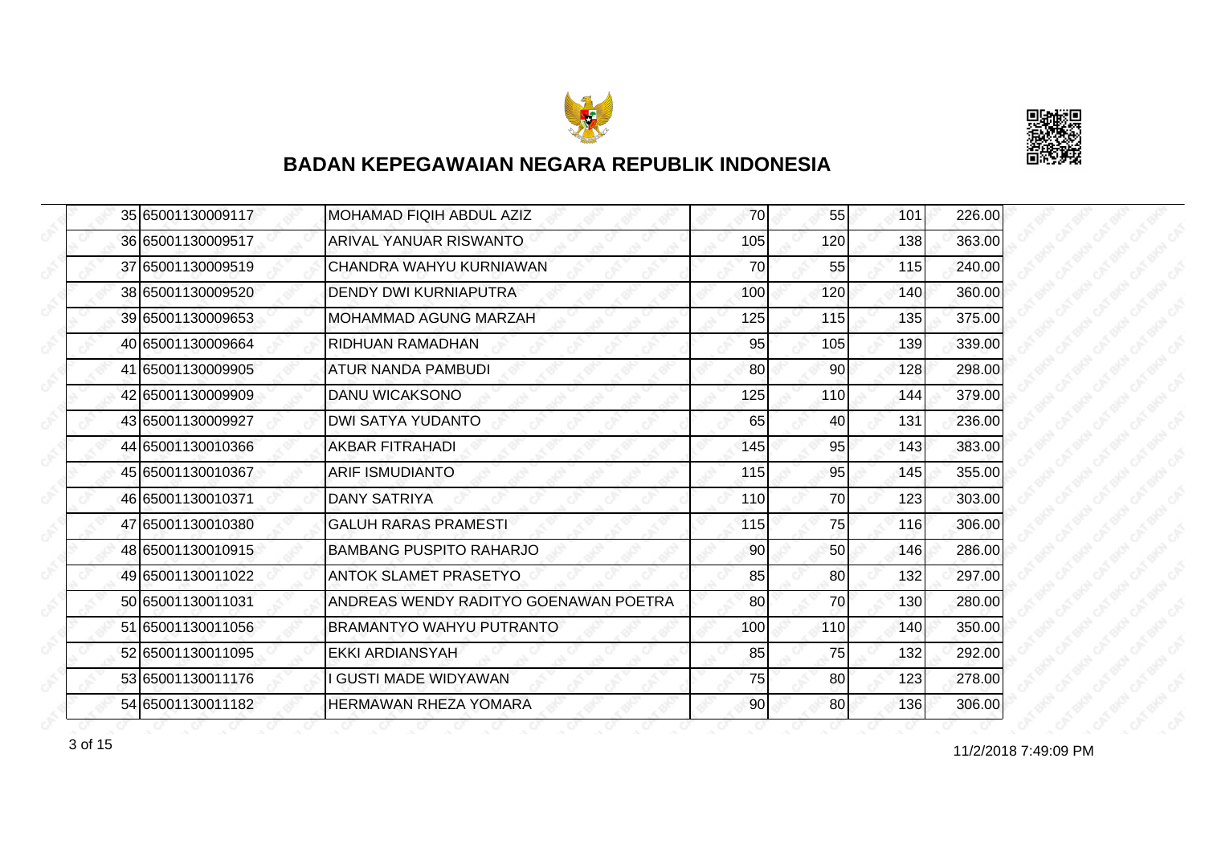## BADAN KEPEGAWAIAN NEGARA REPUBLIK INDONESIA

| | | | | | | |
|---|---|---|---|---|---|---|
| 35 | 65001130009117 | MOHAMAD FIQIH ABDUL AZIZ | 70 | 55 | 101 | 226.00 |
| 36 | 65001130009517 | ARIVAL YANUAR RISWANTO | 105 | 120 | 138 | 363.00 |
| 37 | 65001130009519 | CHANDRA WAHYU KURNIAWAN | 70 | 55 | 115 | 240.00 |
| 38 | 65001130009520 | DENDY DWI KURNIAPUTRA | 100 | 120 | 140 | 360.00 |
| 39 | 65001130009653 | MOHAMMAD AGUNG MARZAH | 125 | 115 | 135 | 375.00 |
| 40 | 65001130009664 | RIDHUAN RAMADHAN | 95 | 105 | 139 | 339.00 |
| 41 | 65001130009905 | ATUR NANDA PAMBUDI | 80 | 90 | 128 | 298.00 |
| 42 | 65001130009909 | DANU WICAKSONO | 125 | 110 | 144 | 379.00 |
| 43 | 65001130009927 | DWI SATYA YUDANTO | 65 | 40 | 131 | 236.00 |
| 44 | 65001130010366 | AKBAR FITRAHADI | 145 | 95 | 143 | 383.00 |
| 45 | 65001130010367 | ARIF ISMUDIANTO | 115 | 95 | 145 | 355.00 |
| 46 | 65001130010371 | DANY SATRIYA | 110 | 70 | 123 | 303.00 |
| 47 | 65001130010380 | GALUH RARAS PRAMESTI | 115 | 75 | 116 | 306.00 |
| 48 | 65001130010915 | BAMBANG PUSPITO RAHARJO | 90 | 50 | 146 | 286.00 |
| 49 | 65001130011022 | ANTOK SLAMET PRASETYO | 85 | 80 | 132 | 297.00 |
| 50 | 65001130011031 | ANDREAS WENDY RADITYO GOENAWAN POETRA | 80 | 70 | 130 | 280.00 |
| 51 | 65001130011056 | BRAMANTYO WAHYU PUTRANTO | 100 | 110 | 140 | 350.00 |
| 52 | 65001130011095 | EKKI ARDIANSYAH | 85 | 75 | 132 | 292.00 |
| 53 | 65001130011176 | I GUSTI MADE WIDYAWAN | 75 | 80 | 123 | 278.00 |
| 54 | 65001130011182 | HERMAWAN RHEZA YOMARA | 90 | 80 | 136 | 306.00 |

11/2/2018 7:49:09 PM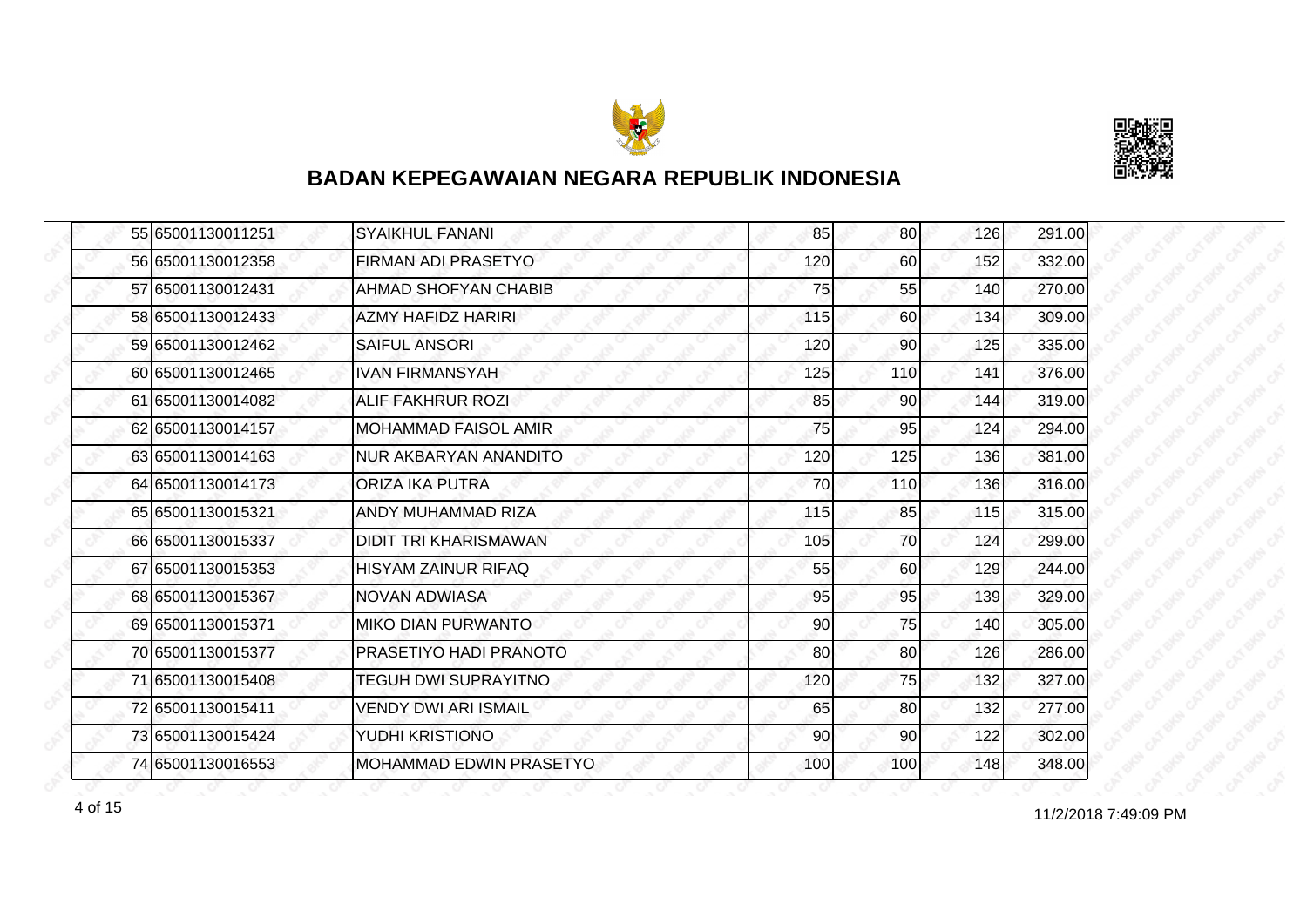# BADAN KEPEGAWAIAN NEGARA REPUBLIK INDONESIA

| | | | | | | |
|---|---|---|---|---|---|---|
| 55 | 65001130011251 | SYAIKHUL FANANI | 85 | 80 | 126 | 291.00 |
| 56 | 65001130012358 | FIRMAN ADI PRASETYO | 120 | 60 | 152 | 332.00 |
| 57 | 65001130012431 | AHMAD SHOFYAN CHABIB | 75 | 55 | 140 | 270.00 |
| 58 | 65001130012433 | AZMY HAFIDZ HARIRI | 115 | 60 | 134 | 309.00 |
| 59 | 65001130012462 | SAIFUL ANSORI | 120 | 90 | 125 | 335.00 |
| 60 | 65001130012465 | IVAN FIRMANSYAH | 125 | 110 | 141 | 376.00 |
| 61 | 65001130014082 | ALIF FAKHRUR ROZI | 85 | 90 | 144 | 319.00 |
| 62 | 65001130014157 | MOHAMMAD FAISOL AMIR | 75 | 95 | 124 | 294.00 |
| 63 | 65001130014163 | NUR AKBARYAN ANANDITO | 120 | 125 | 136 | 381.00 |
| 64 | 65001130014173 | ORIZA IKA PUTRA | 70 | 110 | 136 | 316.00 |
| 65 | 65001130015321 | ANDY MUHAMMAD RIZA | 115 | 85 | 115 | 315.00 |
| 66 | 65001130015337 | DIDIT TRI KHARISMAWAN | 105 | 70 | 124 | 299.00 |
| 67 | 65001130015353 | HISYAM ZAINUR RIFAQ | 55 | 60 | 129 | 244.00 |
| 68 | 65001130015367 | NOVAN ADWIASA | 95 | 95 | 139 | 329.00 |
| 69 | 65001130015371 | MIKO DIAN PURWANTO | 90 | 75 | 140 | 305.00 |
| 70 | 65001130015377 | PRASETIYO HADI PRANOTO | 80 | 80 | 126 | 286.00 |
| 71 | 65001130015408 | TEGUH DWI SUPRAYITNO | 120 | 75 | 132 | 327.00 |
| 72 | 65001130015411 | VENDY DWI ARI ISMAIL | 65 | 80 | 132 | 277.00 |
| 73 | 65001130015424 | YUDHI KRISTIONO | 90 | 90 | 122 | 302.00 |
| 74 | 65001130016553 | MOHAMMAD EDWIN PRASETYO | 100 | 100 | 148 | 348.00 |

11/2/2018 7:49:09 PM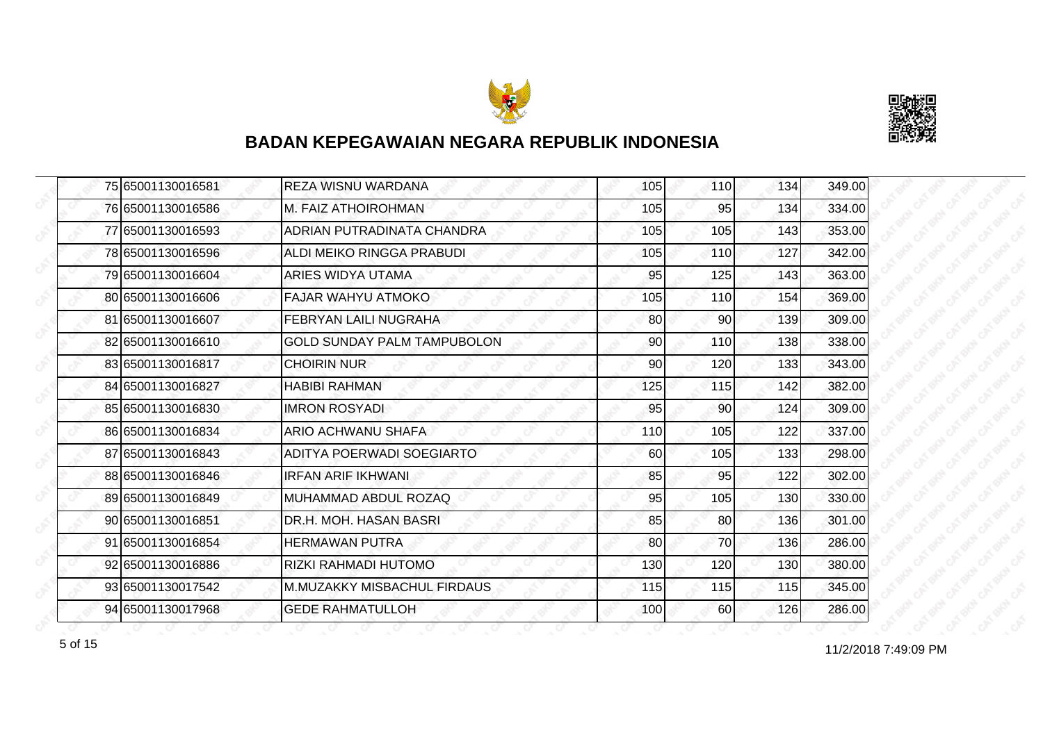# BADAN KEPEGAWAIAN NEGARA REPUBLIK INDONESIA

| | | | | | | |
|---|---|---|---|---|---|---|
| 75 | 65001130016581 | REZA WISNU WARDANA | 105 | 110 | 134 | 349.00 |
| 76 | 65001130016586 | M. FAIZ ATHOIROHMAN | 105 | 95 | 134 | 334.00 |
| 77 | 65001130016593 | ADRIAN PUTRADINATA CHANDRA | 105 | 105 | 143 | 353.00 |
| 78 | 65001130016596 | ALDI MEIKO RINGGA PRABUDI | 105 | 110 | 127 | 342.00 |
| 79 | 65001130016604 | ARIES WIDYA UTAMA | 95 | 125 | 143 | 363.00 |
| 80 | 65001130016606 | FAJAR WAHYU ATMOKO | 105 | 110 | 154 | 369.00 |
| 81 | 65001130016607 | FEBRYAN LAILI NUGRAHA | 80 | 90 | 139 | 309.00 |
| 82 | 65001130016610 | GOLD SUNDAY PALM TAMPUBOLON | 90 | 110 | 138 | 338.00 |
| 83 | 65001130016817 | CHOIRIN NUR | 90 | 120 | 133 | 343.00 |
| 84 | 65001130016827 | HABIBI RAHMAN | 125 | 115 | 142 | 382.00 |
| 85 | 65001130016830 | IMRON ROSYADI | 95 | 90 | 124 | 309.00 |
| 86 | 65001130016834 | ARIO ACHWANU SHAFA | 110 | 105 | 122 | 337.00 |
| 87 | 65001130016843 | ADITYA POERWADI SOEGIARTO | 60 | 105 | 133 | 298.00 |
| 88 | 65001130016846 | IRFAN ARIF IKHWANI | 85 | 95 | 122 | 302.00 |
| 89 | 65001130016849 | MUHAMMAD ABDUL ROZAQ | 95 | 105 | 130 | 330.00 |
| 90 | 65001130016851 | DR.H. MOH. HASAN BASRI | 85 | 80 | 136 | 301.00 |
| 91 | 65001130016854 | HERMAWAN PUTRA | 80 | 70 | 136 | 286.00 |
| 92 | 65001130016886 | RIZKI RAHMADI HUTOMO | 130 | 120 | 130 | 380.00 |
| 93 | 65001130017542 | M.MUZAKKY MISBACHUL FIRDAUS | 115 | 115 | 115 | 345.00 |
| 94 | 65001130017968 | GEDE RAHMATULLOH | 100 | 60 | 126 | 286.00 |

11/2/2018 7:49:09 PM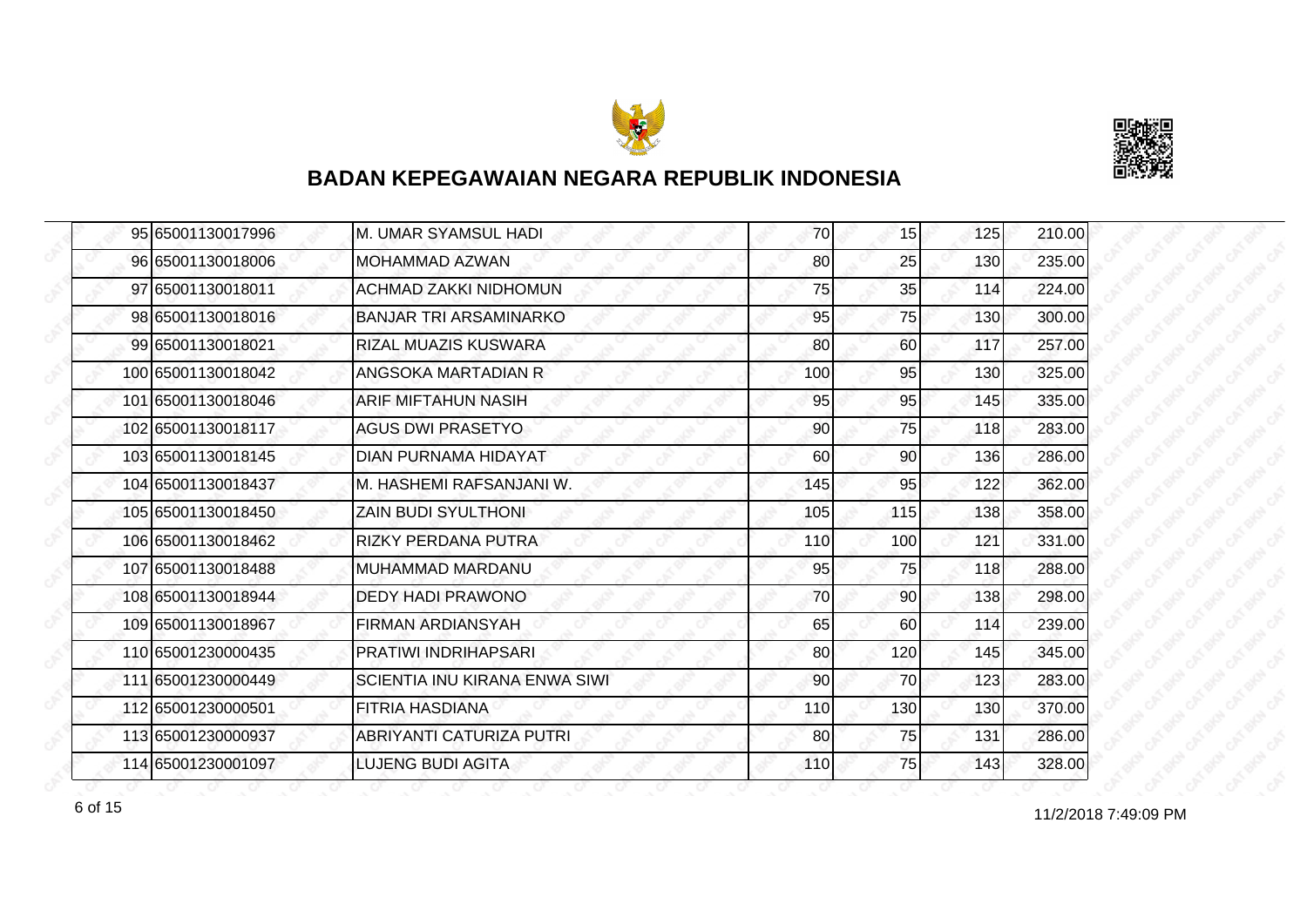# BADAN KEPEGAWAIAN NEGARA REPUBLIK INDONESIA

| | | | | | | |
|---|---|---|---|---|---|---|
| 95 | 65001130017996 | M. UMAR SYAMSUL HADI | 70 | 15 | 125 | 210.00 |
| 96 | 65001130018006 | MOHAMMAD AZWAN | 80 | 25 | 130 | 235.00 |
| 97 | 65001130018011 | ACHMAD ZAKKI NIDHOMUN | 75 | 35 | 114 | 224.00 |
| 98 | 65001130018016 | BANJAR TRI ARSAMINARKO | 95 | 75 | 130 | 300.00 |
| 99 | 65001130018021 | RIZAL MUAZIS KUSWARA | 80 | 60 | 117 | 257.00 |
| 100 | 65001130018042 | ANGSOKA MARTADIAN R | 100 | 95 | 130 | 325.00 |
| 101 | 65001130018046 | ARIF MIFTAHUN NASIH | 95 | 95 | 145 | 335.00 |
| 102 | 65001130018117 | AGUS DWI PRASETYO | 90 | 75 | 118 | 283.00 |
| 103 | 65001130018145 | DIAN PURNAMA HIDAYAT | 60 | 90 | 136 | 286.00 |
| 104 | 65001130018437 | M. HASHEMI RAFSANJANI W. | 145 | 95 | 122 | 362.00 |
| 105 | 65001130018450 | ZAIN BUDI SYULTHONI | 105 | 115 | 138 | 358.00 |
| 106 | 65001130018462 | RIZKY PERDANA PUTRA | 110 | 100 | 121 | 331.00 |
| 107 | 65001130018488 | MUHAMMAD MARDANU | 95 | 75 | 118 | 288.00 |
| 108 | 65001130018944 | DEDY HADI PRAWONO | 70 | 90 | 138 | 298.00 |
| 109 | 65001130018967 | FIRMAN ARDIANSYAH | 65 | 60 | 114 | 239.00 |
| 110 | 65001230000435 | PRATIWI INDRIHAPSARI | 80 | 120 | 145 | 345.00 |
| 111 | 65001230000449 | SCIENTIA INU KIRANA ENWA SIWI | 90 | 70 | 123 | 283.00 |
| 112 | 65001230000501 | FITRIA HASDIANA | 110 | 130 | 130 | 370.00 |
| 113 | 65001230000937 | ABRIYANTI CATURIZA PUTRI | 80 | 75 | 131 | 286.00 |
| 114 | 65001230001097 | LUJENG BUDI AGITA | 110 | 75 | 143 | 328.00 |

11/2/2018 7:49:09 PM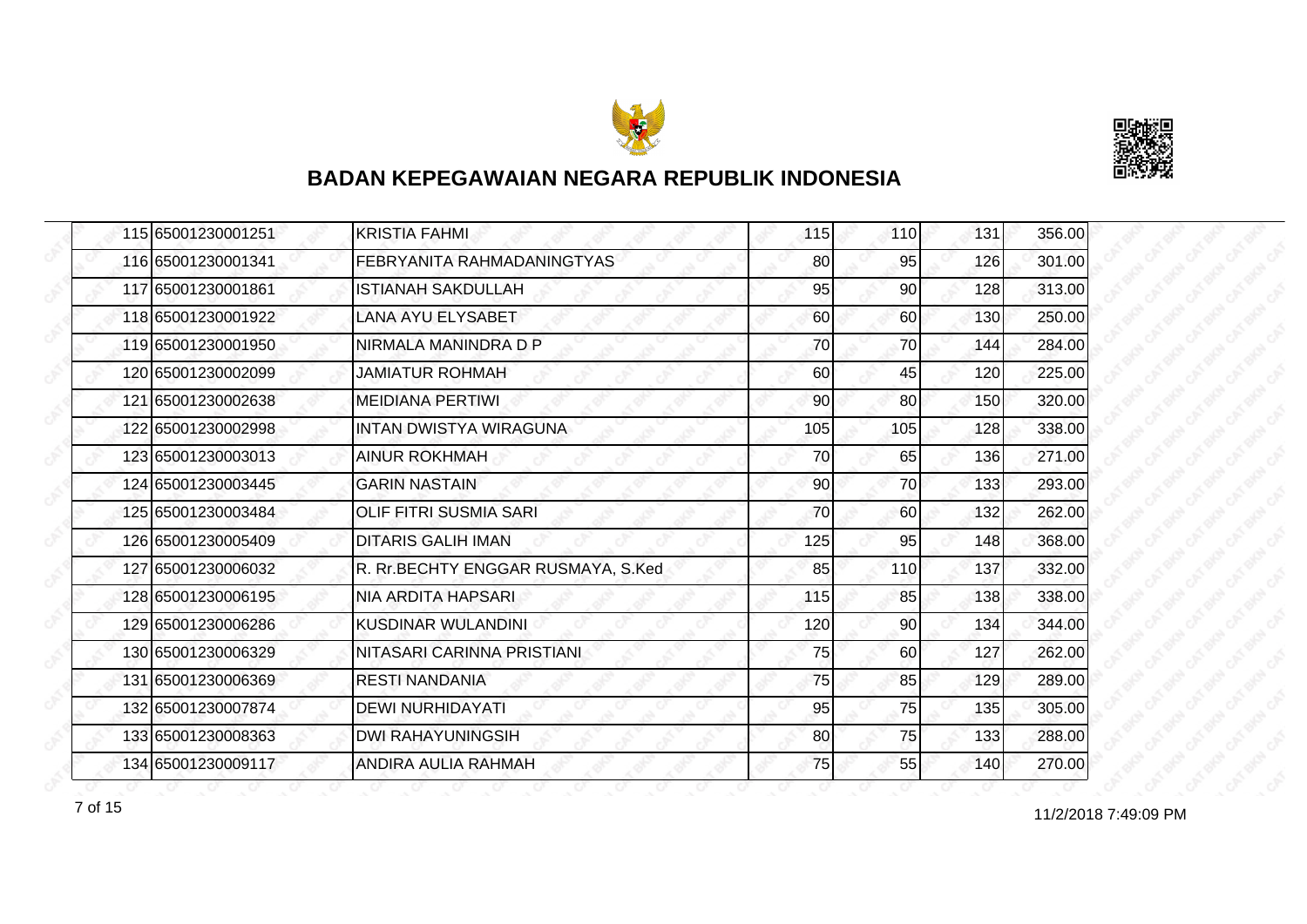## BADAN KEPEGAWAIAN NEGARA REPUBLIK INDONESIA

| | | | | | | |
|---|---|---|---|---|---|---|
| 115 | 65001230001251 | KRISTIA FAHMI | 115 | 110 | 131 | 356.00 |
| 116 | 65001230001341 | FEBRYANITA RAHMADANINGTYAS | 80 | 95 | 126 | 301.00 |
| 117 | 65001230001861 | ISTIANAH SAKDULLAH | 95 | 90 | 128 | 313.00 |
| 118 | 65001230001922 | LANA AYU ELYSABET | 60 | 60 | 130 | 250.00 |
| 119 | 65001230001950 | NIRMALA MANINDRA D P | 70 | 70 | 144 | 284.00 |
| 120 | 65001230002099 | JAMIATUR ROHMAH | 60 | 45 | 120 | 225.00 |
| 121 | 65001230002638 | MEIDIANA PERTIWI | 90 | 80 | 150 | 320.00 |
| 122 | 65001230002998 | INTAN DWISTYA WIRAGUNA | 105 | 105 | 128 | 338.00 |
| 123 | 65001230003013 | AINUR ROKHMAH | 70 | 65 | 136 | 271.00 |
| 124 | 65001230003445 | GARIN NASTAIN | 90 | 70 | 133 | 293.00 |
| 125 | 65001230003484 | OLIF FITRI SUSMIA SARI | 70 | 60 | 132 | 262.00 |
| 126 | 65001230005409 | DITARIS GALIH IMAN | 125 | 95 | 148 | 368.00 |
| 127 | 65001230006032 | R. Rr.BECHTY ENGGAR RUSMAYA, S.Ked | 85 | 110 | 137 | 332.00 |
| 128 | 65001230006195 | NIA ARDITA HAPSARI | 115 | 85 | 138 | 338.00 |
| 129 | 65001230006286 | KUSDINAR WULANDINI | 120 | 90 | 134 | 344.00 |
| 130 | 65001230006329 | NITASARI CARINNA PRISTIANI | 75 | 60 | 127 | 262.00 |
| 131 | 65001230006369 | RESTI NANDANIA | 75 | 85 | 129 | 289.00 |
| 132 | 65001230007874 | DEWI NURHIDAYATI | 95 | 75 | 135 | 305.00 |
| 133 | 65001230008363 | DWI RAHAYUNINGSIH | 80 | 75 | 133 | 288.00 |
| 134 | 65001230009117 | ANDIRA AULIA RAHMAH | 75 | 55 | 140 | 270.00 |

11/2/2018 7:49:09 PM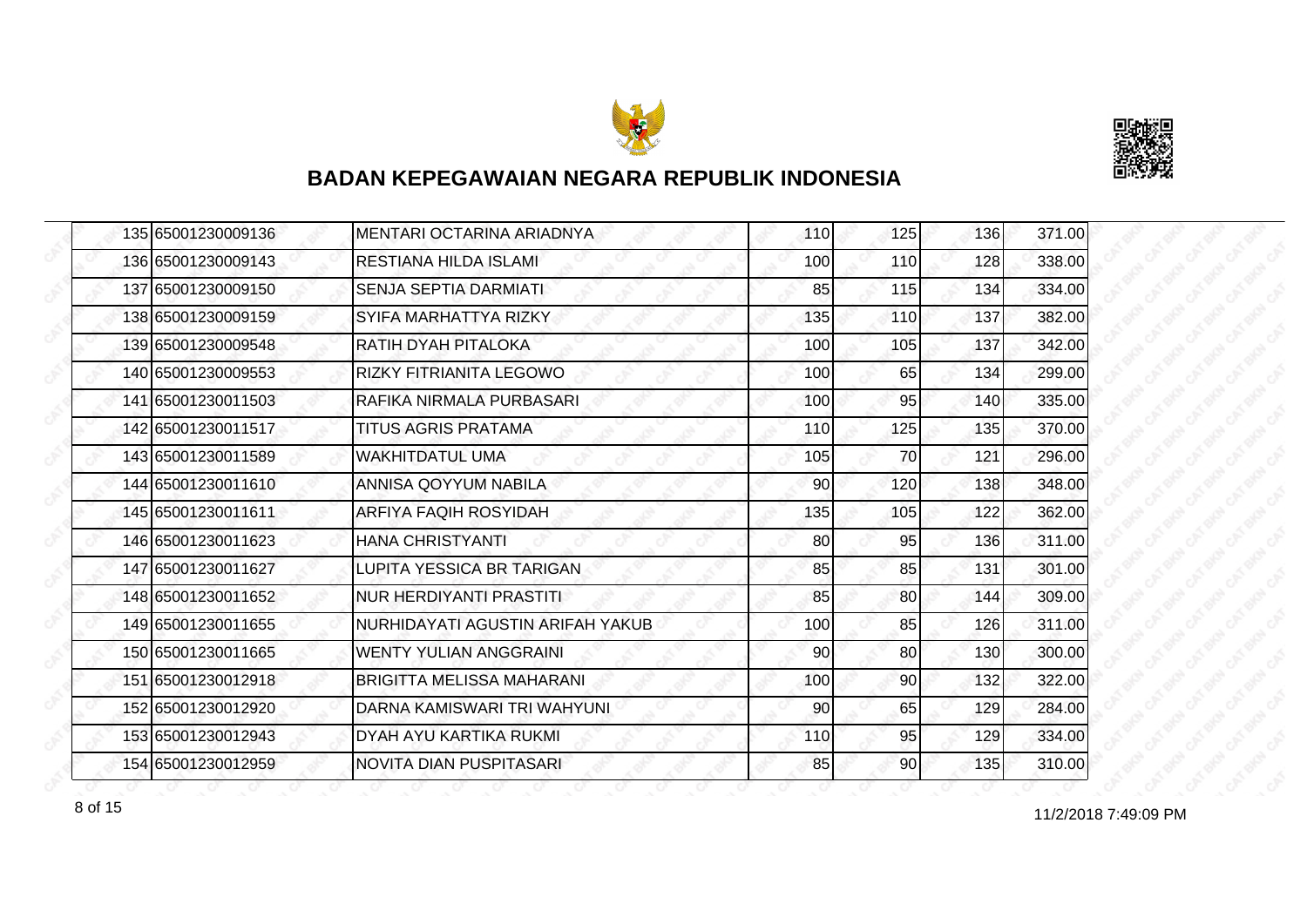# BADAN KEPEGAWAIAN NEGARA REPUBLIK INDONESIA

| | | | | | | |
|---|---|---|---|---|---|---|
| 135 | 65001230009136 | MENTARI OCTARINA ARIADNYA | 110 | 125 | 136 | 371.00 |
| 136 | 65001230009143 | RESTIANA HILDA ISLAMI | 100 | 110 | 128 | 338.00 |
| 137 | 65001230009150 | SENJA SEPTIA DARMIATI | 85 | 115 | 134 | 334.00 |
| 138 | 65001230009159 | SYIFA MARHATTYA RIZKY | 135 | 110 | 137 | 382.00 |
| 139 | 65001230009548 | RATIH DYAH PITALOKA | 100 | 105 | 137 | 342.00 |
| 140 | 65001230009553 | RIZKY FITRIANITA LEGOWO | 100 | 65 | 134 | 299.00 |
| 141 | 65001230011503 | RAFIKA NIRMALA PURBASARI | 100 | 95 | 140 | 335.00 |
| 142 | 65001230011517 | TITUS AGRIS PRATAMA | 110 | 125 | 135 | 370.00 |
| 143 | 65001230011589 | WAKHITDATUL UMA | 105 | 70 | 121 | 296.00 |
| 144 | 65001230011610 | ANNISA QOYYUM NABILA | 90 | 120 | 138 | 348.00 |
| 145 | 65001230011611 | ARFIYA FAQIH ROSYIDAH | 135 | 105 | 122 | 362.00 |
| 146 | 65001230011623 | HANA CHRISTYANTI | 80 | 95 | 136 | 311.00 |
| 147 | 65001230011627 | LUPITA YESSICA BR TARIGAN | 85 | 85 | 131 | 301.00 |
| 148 | 65001230011652 | NUR HERDIYANTI PRASTITI | 85 | 80 | 144 | 309.00 |
| 149 | 65001230011655 | NURHIDAYATI AGUSTIN ARIFAH YAKUB | 100 | 85 | 126 | 311.00 |
| 150 | 65001230011665 | WENTY YULIAN ANGGRAINI | 90 | 80 | 130 | 300.00 |
| 151 | 65001230012918 | BRIGITTA MELISSA MAHARANI | 100 | 90 | 132 | 322.00 |
| 152 | 65001230012920 | DARNA KAMISWARI TRI WAHYUNI | 90 | 65 | 129 | 284.00 |
| 153 | 65001230012943 | DYAH AYU KARTIKA RUKMI | 110 | 95 | 129 | 334.00 |
| 154 | 65001230012959 | NOVITA DIAN PUSPITASARI | 85 | 90 | 135 | 310.00 |

11/2/2018 7:49:09 PM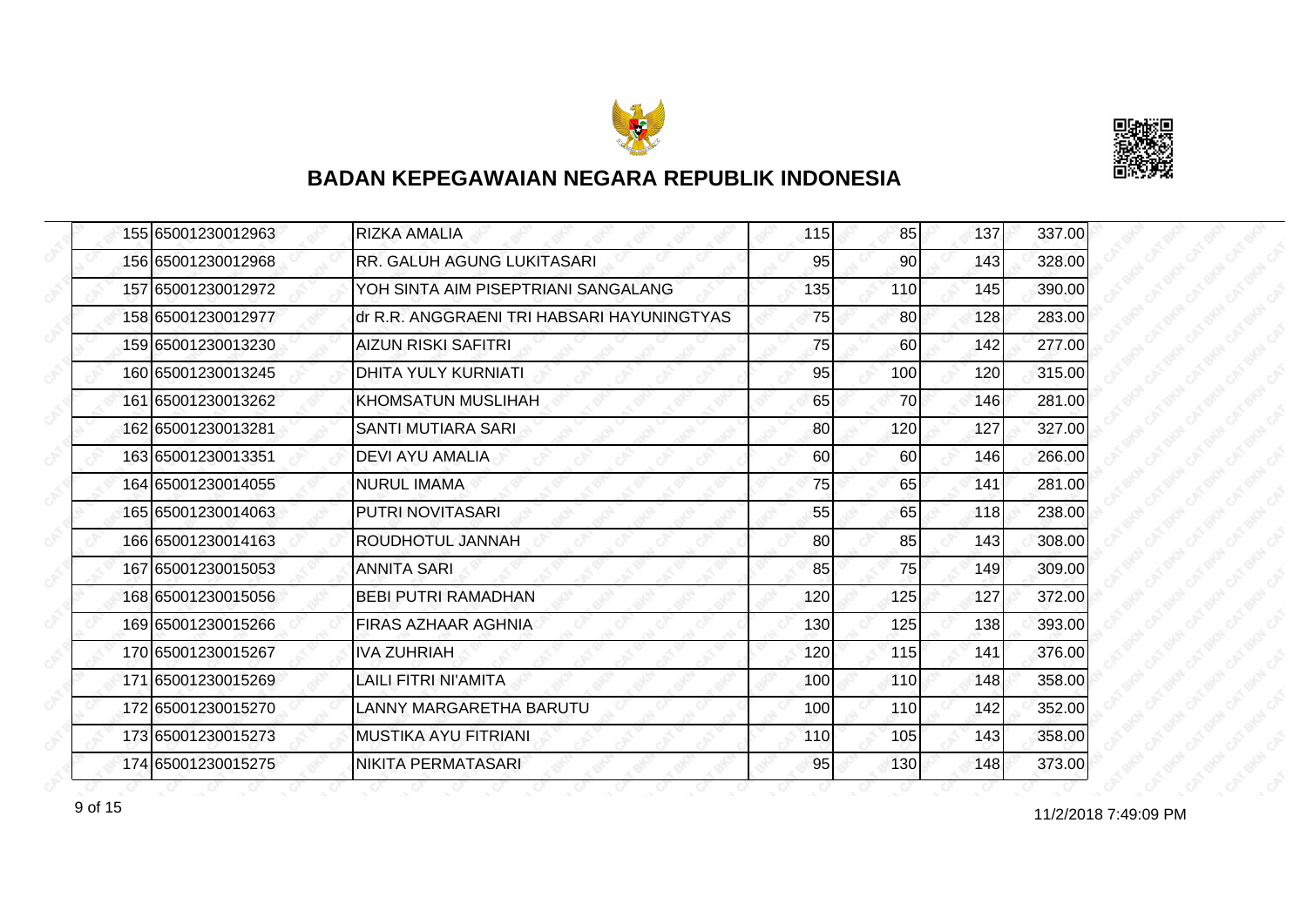## BADAN KEPEGAWAIAN NEGARA REPUBLIK INDONESIA

| | | | | | | |
|---|---|---|---|---|---|---|
| 155 | 65001230012963 | RIZKA AMALIA | 115 | 85 | 137 | 337.00 |
| 156 | 65001230012968 | RR. GALUH AGUNG LUKITASARI | 95 | 90 | 143 | 328.00 |
| 157 | 65001230012972 | YOH SINTA AIM PISEPTRIANI SANGALANG | 135 | 110 | 145 | 390.00 |
| 158 | 65001230012977 | dr R.R. ANGGRAENI TRI HABSARI HAYUNINGTYAS | 75 | 80 | 128 | 283.00 |
| 159 | 65001230013230 | AIZUN RISKI SAFITRI | 75 | 60 | 142 | 277.00 |
| 160 | 65001230013245 | DHITA YULY KURNIATI | 95 | 100 | 120 | 315.00 |
| 161 | 65001230013262 | KHOMSATUN MUSLIHAH | 65 | 70 | 146 | 281.00 |
| 162 | 65001230013281 | SANTI MUTIARA SARI | 80 | 120 | 127 | 327.00 |
| 163 | 65001230013351 | DEVI AYU AMALIA | 60 | 60 | 146 | 266.00 |
| 164 | 65001230014055 | NURUL IMAMA | 75 | 65 | 141 | 281.00 |
| 165 | 65001230014063 | PUTRI NOVITASARI | 55 | 65 | 118 | 238.00 |
| 166 | 65001230014163 | ROUDHOTUL JANNAH | 80 | 85 | 143 | 308.00 |
| 167 | 65001230015053 | ANNITA SARI | 85 | 75 | 149 | 309.00 |
| 168 | 65001230015056 | BEBI PUTRI RAMADHAN | 120 | 125 | 127 | 372.00 |
| 169 | 65001230015266 | FIRAS AZHAAR AGHNIA | 130 | 125 | 138 | 393.00 |
| 170 | 65001230015267 | IVA ZUHRIAH | 120 | 115 | 141 | 376.00 |
| 171 | 65001230015269 | LAILI FITRI NI'AMITA | 100 | 110 | 148 | 358.00 |
| 172 | 65001230015270 | LANNY MARGARETHA BARUTU | 100 | 110 | 142 | 352.00 |
| 173 | 65001230015273 | MUSTIKA AYU FITRIANI | 110 | 105 | 143 | 358.00 |
| 174 | 65001230015275 | NIKITA PERMATASARI | 95 | 130 | 148 | 373.00 |

11/2/2018 7:49:09 PM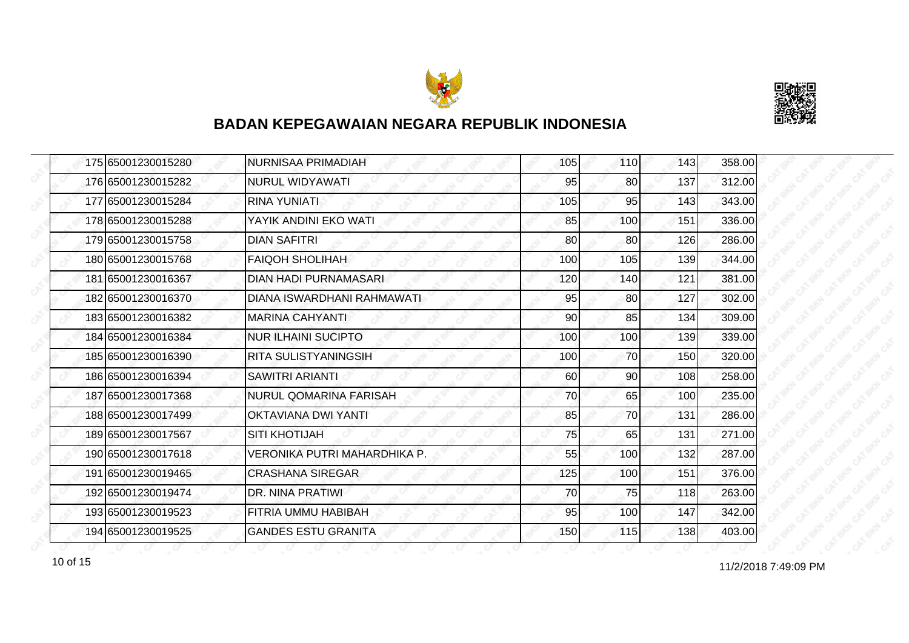# BADAN KEPEGAWAIAN NEGARA REPUBLIK INDONESIA

| | | | | | | |
|---|---|---|---|---|---|---|
| 175 | 65001230015280 | NURNISAA PRIMADIAH | 105 | 110 | 143 | 358.00 |
| 176 | 65001230015282 | NURUL WIDYAWATI | 95 | 80 | 137 | 312.00 |
| 177 | 65001230015284 | RINA YUNIATI | 105 | 95 | 143 | 343.00 |
| 178 | 65001230015288 | YAYIK ANDINI EKO WATI | 85 | 100 | 151 | 336.00 |
| 179 | 65001230015758 | DIAN SAFITRI | 80 | 80 | 126 | 286.00 |
| 180 | 65001230015768 | FAIQOH SHOLIHAH | 100 | 105 | 139 | 344.00 |
| 181 | 65001230016367 | DIAN HADI PURNAMASARI | 120 | 140 | 121 | 381.00 |
| 182 | 65001230016370 | DIANA ISWARDHANI RAHMAWATI | 95 | 80 | 127 | 302.00 |
| 183 | 65001230016382 | MARINA CAHYANTI | 90 | 85 | 134 | 309.00 |
| 184 | 65001230016384 | NUR ILHAINI SUCIPTO | 100 | 100 | 139 | 339.00 |
| 185 | 65001230016390 | RITA SULISTYANINGSIH | 100 | 70 | 150 | 320.00 |
| 186 | 65001230016394 | SAWITRI ARIANTI | 60 | 90 | 108 | 258.00 |
| 187 | 65001230017368 | NURUL QOMARINA FARISAH | 70 | 65 | 100 | 235.00 |
| 188 | 65001230017499 | OKTAVIANA DWI YANTI | 85 | 70 | 131 | 286.00 |
| 189 | 65001230017567 | SITI KHOTIJAH | 75 | 65 | 131 | 271.00 |
| 190 | 65001230017618 | VERONIKA PUTRI MAHARDHIKA P. | 55 | 100 | 132 | 287.00 |
| 191 | 65001230019465 | CRASHANA SIREGAR | 125 | 100 | 151 | 376.00 |
| 192 | 65001230019474 | DR. NINA PRATIWI | 70 | 75 | 118 | 263.00 |
| 193 | 65001230019523 | FITRIA UMMU HABIBAH | 95 | 100 | 147 | 342.00 |
| 194 | 65001230019525 | GANDES ESTU GRANITA | 150 | 115 | 138 | 403.00 |

11/2/2018 7:49:09 PM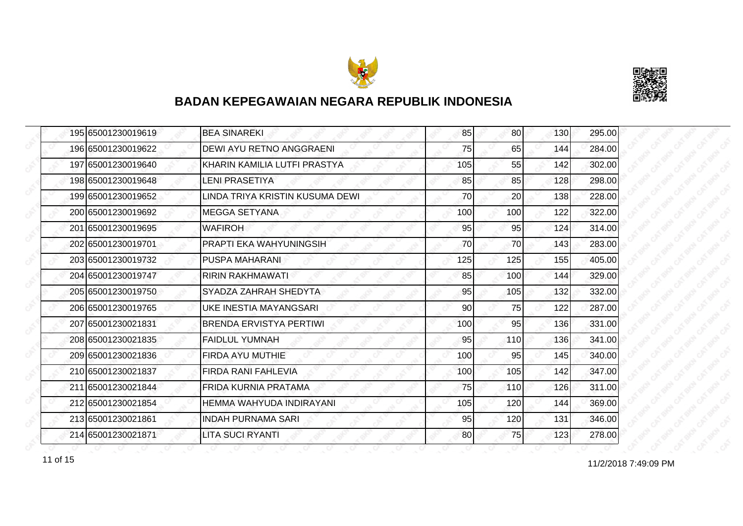# BADAN KEPEGAWAIAN NEGARA REPUBLIK INDONESIA

| | | | | | | |
|---|---|---|---|---|---|---|
| 195 | 65001230019619 | BEA SINAREKI | 85 | 80 | 130 | 295.00 |
| 196 | 65001230019622 | DEWI AYU RETNO ANGGRAENI | 75 | 65 | 144 | 284.00 |
| 197 | 65001230019640 | KHARIN KAMILIA LUTFI PRASTYA | 105 | 55 | 142 | 302.00 |
| 198 | 65001230019648 | LENI PRASETIYA | 85 | 85 | 128 | 298.00 |
| 199 | 65001230019652 | LINDA TRIYA KRISTIN KUSUMA DEWI | 70 | 20 | 138 | 228.00 |
| 200 | 65001230019692 | MEGGA SETYANA | 100 | 100 | 122 | 322.00 |
| 201 | 65001230019695 | WAFIROH | 95 | 95 | 124 | 314.00 |
| 202 | 65001230019701 | PRAPTI EKA WAHYUNINGSIH | 70 | 70 | 143 | 283.00 |
| 203 | 65001230019732 | PUSPA MAHARANI | 125 | 125 | 155 | 405.00 |
| 204 | 65001230019747 | RIRIN RAKHMAWATI | 85 | 100 | 144 | 329.00 |
| 205 | 65001230019750 | SYADZA ZAHRAH SHEDYTA | 95 | 105 | 132 | 332.00 |
| 206 | 65001230019765 | UKE INESTIA MAYANGSARI | 90 | 75 | 122 | 287.00 |
| 207 | 65001230021831 | BRENDA ERVISTYA PERTIWI | 100 | 95 | 136 | 331.00 |
| 208 | 65001230021835 | FAIDLUL YUMNAH | 95 | 110 | 136 | 341.00 |
| 209 | 65001230021836 | FIRDA AYU MUTHIE | 100 | 95 | 145 | 340.00 |
| 210 | 65001230021837 | FIRDA RANI FAHLEVIA | 100 | 105 | 142 | 347.00 |
| 211 | 65001230021844 | FRIDA KURNIA PRATAMA | 75 | 110 | 126 | 311.00 |
| 212 | 65001230021854 | HEMMA WAHYUDA INDIRAYANI | 105 | 120 | 144 | 369.00 |
| 213 | 65001230021861 | INDAH PURNAMA SARI | 95 | 120 | 131 | 346.00 |
| 214 | 65001230021871 | LITA SUCI RYANTI | 80 | 75 | 123 | 278.00 |

11/2/2018 7:49:09 PM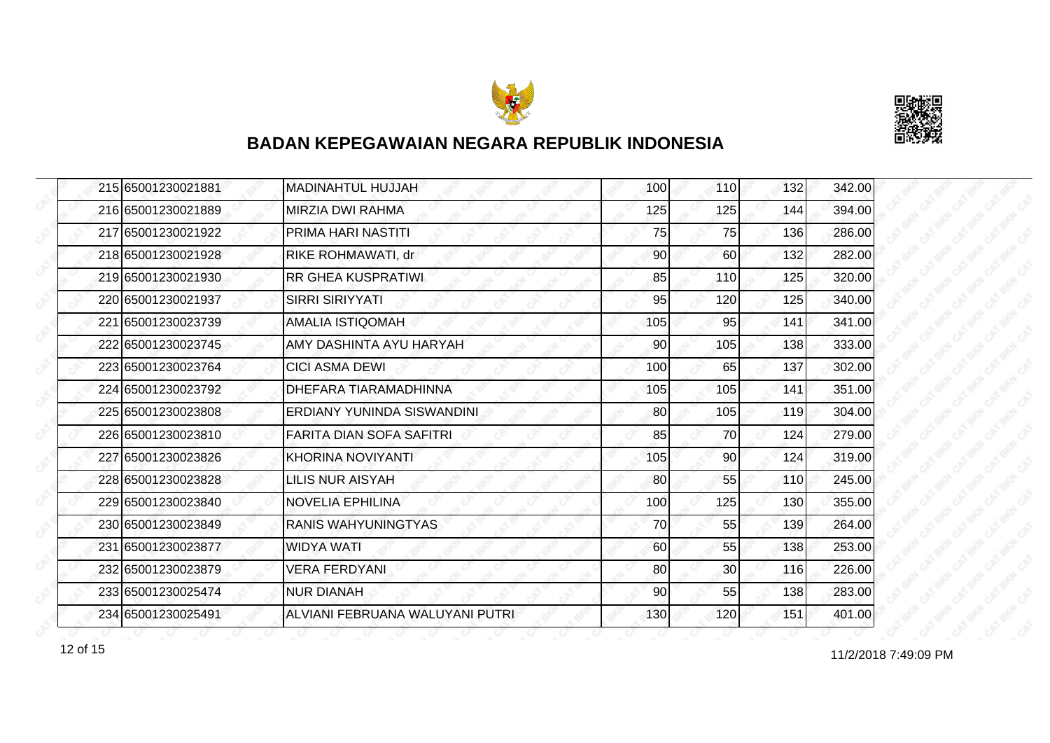## BADAN KEPEGAWAIAN NEGARA REPUBLIK INDONESIA

| | | | | | | |
|---|---|---|---|---|---|---|
| 215 | 65001230021881 | MADINAHTUL HUJJAH | 100 | 110 | 132 | 342.00 |
| 216 | 65001230021889 | MIRZIA DWI RAHMA | 125 | 125 | 144 | 394.00 |
| 217 | 65001230021922 | PRIMA HARI NASTITI | 75 | 75 | 136 | 286.00 |
| 218 | 65001230021928 | RIKE ROHMAWATI, dr | 90 | 60 | 132 | 282.00 |
| 219 | 65001230021930 | RR GHEA KUSPRATIWI | 85 | 110 | 125 | 320.00 |
| 220 | 65001230021937 | SIRRI SIRIYYATI | 95 | 120 | 125 | 340.00 |
| 221 | 65001230023739 | AMALIA ISTIQOMAH | 105 | 95 | 141 | 341.00 |
| 222 | 65001230023745 | AMY DASHINTA AYU HARYAH | 90 | 105 | 138 | 333.00 |
| 223 | 65001230023764 | CICI ASMA DEWI | 100 | 65 | 137 | 302.00 |
| 224 | 65001230023792 | DHEFARA TIARAMADHINNA | 105 | 105 | 141 | 351.00 |
| 225 | 65001230023808 | ERDIANY YUNINDA SISWANDINI | 80 | 105 | 119 | 304.00 |
| 226 | 65001230023810 | FARITA DIAN SOFA SAFITRI | 85 | 70 | 124 | 279.00 |
| 227 | 65001230023826 | KHORINA NOVIYANTI | 105 | 90 | 124 | 319.00 |
| 228 | 65001230023828 | LILIS NUR AISYAH | 80 | 55 | 110 | 245.00 |
| 229 | 65001230023840 | NOVELIA EPHILINA | 100 | 125 | 130 | 355.00 |
| 230 | 65001230023849 | RANIS WAHYUNINGTYAS | 70 | 55 | 139 | 264.00 |
| 231 | 65001230023877 | WIDYA WATI | 60 | 55 | 138 | 253.00 |
| 232 | 65001230023879 | VERA FERDYANI | 80 | 30 | 116 | 226.00 |
| 233 | 65001230025474 | NUR DIANAH | 90 | 55 | 138 | 283.00 |
| 234 | 65001230025491 | ALVIANI FEBRUANA WALUYANI PUTRI | 130 | 120 | 151 | 401.00 |

11/2/2018 7:49:09 PM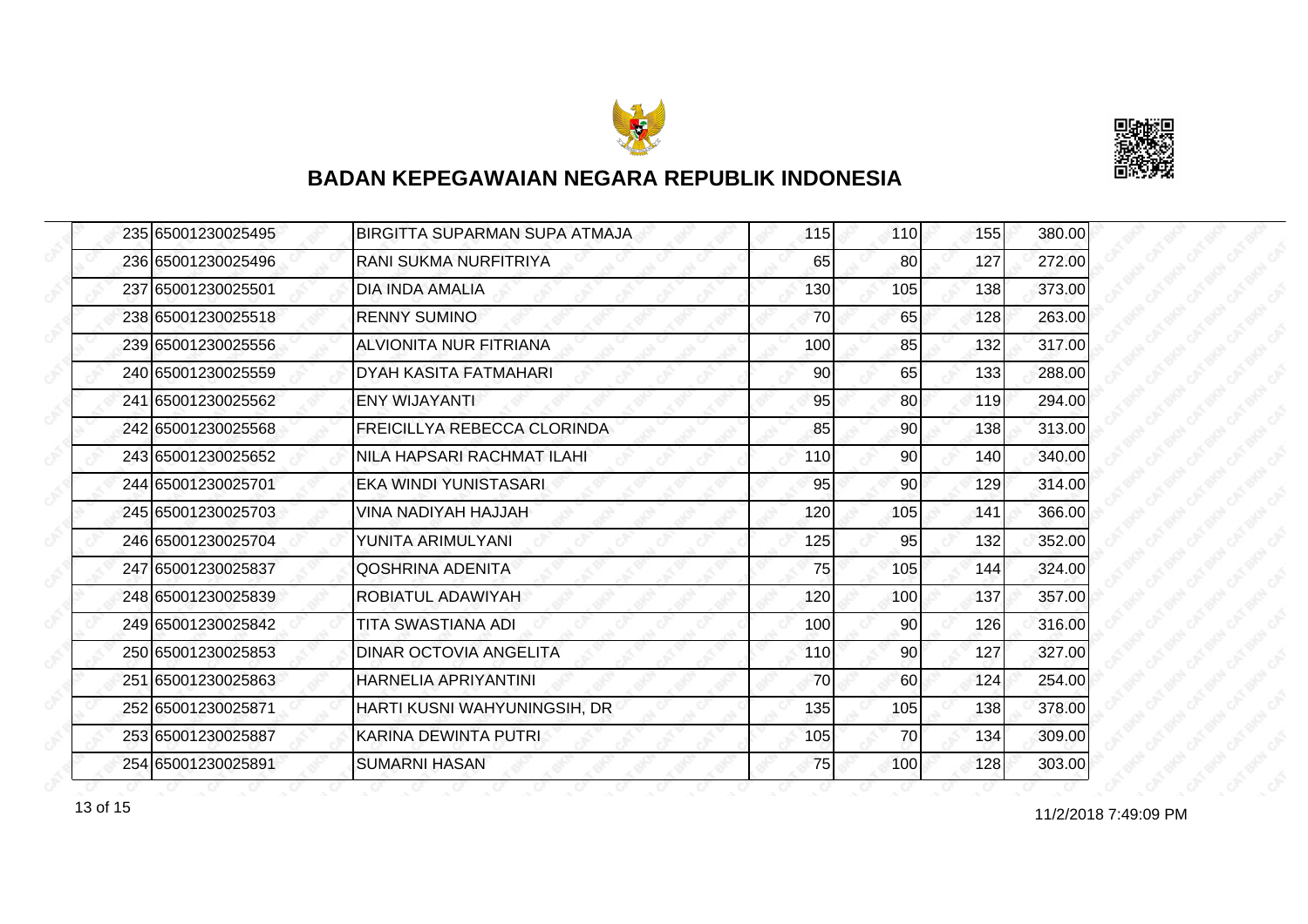## BADAN KEPEGAWAIAN NEGARA REPUBLIK INDONESIA

| | | | | | | |
|---|---|---|---|---|---|---|
| 235 | 65001230025495 | BIRGITTA SUPARMAN SUPA ATMAJA | 115 | 110 | 155 | 380.00 |
| 236 | 65001230025496 | RANI SUKMA NURFITRIYA | 65 | 80 | 127 | 272.00 |
| 237 | 65001230025501 | DIA INDA AMALIA | 130 | 105 | 138 | 373.00 |
| 238 | 65001230025518 | RENNY SUMINO | 70 | 65 | 128 | 263.00 |
| 239 | 65001230025556 | ALVIONITA NUR FITRIANA | 100 | 85 | 132 | 317.00 |
| 240 | 65001230025559 | DYAH KASITA FATMAHARI | 90 | 65 | 133 | 288.00 |
| 241 | 65001230025562 | ENY WIJAYANTI | 95 | 80 | 119 | 294.00 |
| 242 | 65001230025568 | FREICILLYA REBECCA CLORINDA | 85 | 90 | 138 | 313.00 |
| 243 | 65001230025652 | NILA HAPSARI RACHMAT ILAHI | 110 | 90 | 140 | 340.00 |
| 244 | 65001230025701 | EKA WINDI YUNISTASARI | 95 | 90 | 129 | 314.00 |
| 245 | 65001230025703 | VINA NADIYAH HAJJAH | 120 | 105 | 141 | 366.00 |
| 246 | 65001230025704 | YUNITA ARIMULYANI | 125 | 95 | 132 | 352.00 |
| 247 | 65001230025837 | QOSHRINA ADENITA | 75 | 105 | 144 | 324.00 |
| 248 | 65001230025839 | ROBIATUL ADAWIYAH | 120 | 100 | 137 | 357.00 |
| 249 | 65001230025842 | TITA SWASTIANA ADI | 100 | 90 | 126 | 316.00 |
| 250 | 65001230025853 | DINAR OCTOVIA ANGELITA | 110 | 90 | 127 | 327.00 |
| 251 | 65001230025863 | HARNELIA APRIYANTINI | 70 | 60 | 124 | 254.00 |
| 252 | 65001230025871 | HARTI KUSNI WAHYUNINGSIH, DR | 135 | 105 | 138 | 378.00 |
| 253 | 65001230025887 | KARINA DEWINTA PUTRI | 105 | 70 | 134 | 309.00 |
| 254 | 65001230025891 | SUMARNI HASAN | 75 | 100 | 128 | 303.00 |

11/2/2018 7:49:09 PM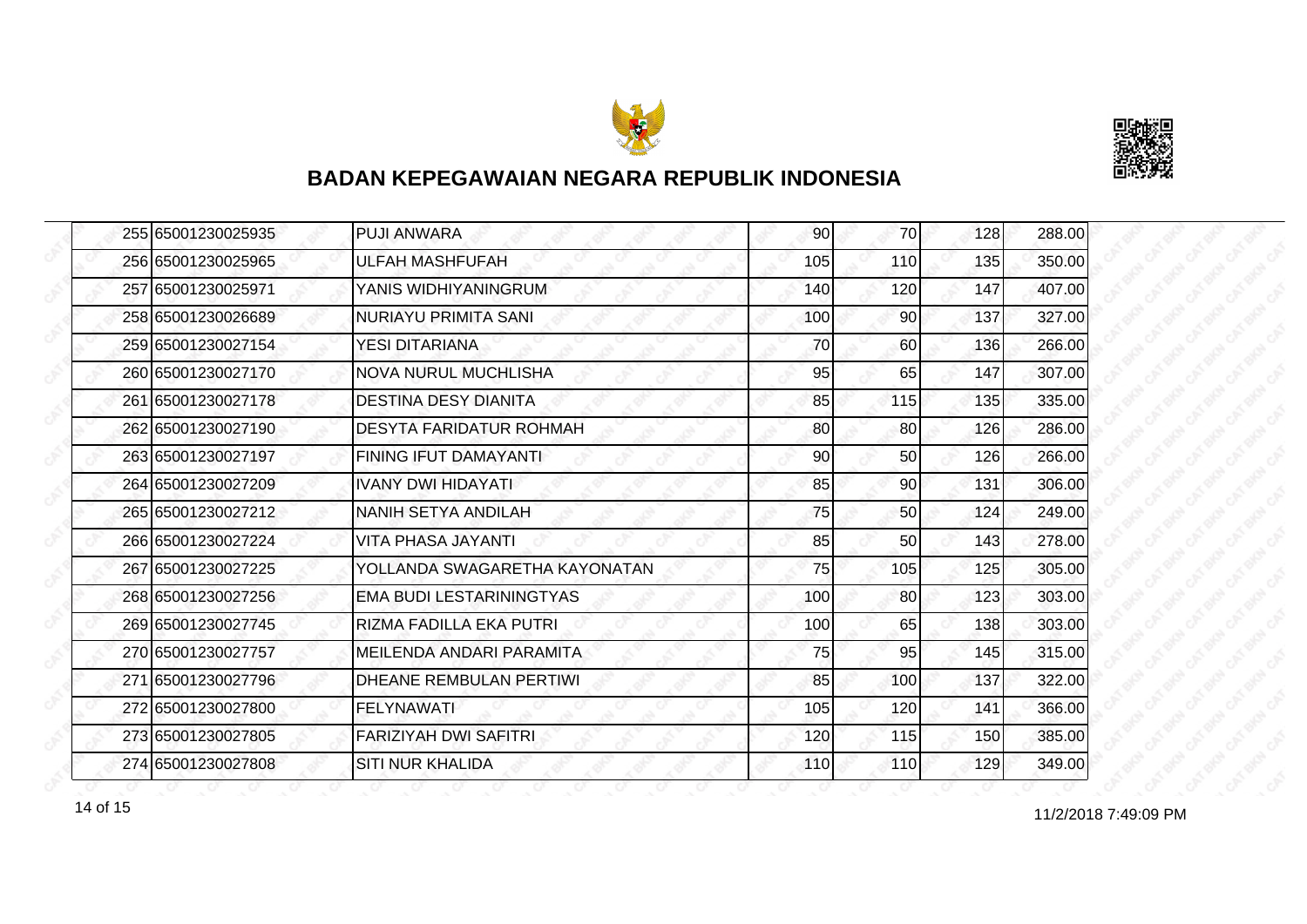## BADAN KEPEGAWAIAN NEGARA REPUBLIK INDONESIA

| | | | | | | |
|---|---|---|---|---|---|---|
| 255 | 65001230025935 | PUJI ANWARA | 90 | 70 | 128 | 288.00 |
| 256 | 65001230025965 | ULFAH MASHFUFAH | 105 | 110 | 135 | 350.00 |
| 257 | 65001230025971 | YANIS WIDHIYANINGRUM | 140 | 120 | 147 | 407.00 |
| 258 | 65001230026689 | NURIAYU PRIMITA SANI | 100 | 90 | 137 | 327.00 |
| 259 | 65001230027154 | YESI DITARIANA | 70 | 60 | 136 | 266.00 |
| 260 | 65001230027170 | NOVA NURUL MUCHLISHA | 95 | 65 | 147 | 307.00 |
| 261 | 65001230027178 | DESTINA DESY DIANITA | 85 | 115 | 135 | 335.00 |
| 262 | 65001230027190 | DESYTA FARIDATUR ROHMAH | 80 | 80 | 126 | 286.00 |
| 263 | 65001230027197 | FINING IFUT DAMAYANTI | 90 | 50 | 126 | 266.00 |
| 264 | 65001230027209 | IVANY DWI HIDAYATI | 85 | 90 | 131 | 306.00 |
| 265 | 65001230027212 | NANIH SETYA ANDILAH | 75 | 50 | 124 | 249.00 |
| 266 | 65001230027224 | VITA PHASA JAYANTI | 85 | 50 | 143 | 278.00 |
| 267 | 65001230027225 | YOLLANDA SWAGARETHA KAYONATAN | 75 | 105 | 125 | 305.00 |
| 268 | 65001230027256 | EMA BUDI LESTARININGTYAS | 100 | 80 | 123 | 303.00 |
| 269 | 65001230027745 | RIZMA FADILLA EKA PUTRI | 100 | 65 | 138 | 303.00 |
| 270 | 65001230027757 | MEILENDA ANDARI PARAMITA | 75 | 95 | 145 | 315.00 |
| 271 | 65001230027796 | DHEANE REMBULAN PERTIWI | 85 | 100 | 137 | 322.00 |
| 272 | 65001230027800 | FELYNAWATI | 105 | 120 | 141 | 366.00 |
| 273 | 65001230027805 | FARIZIYAH DWI SAFITRI | 120 | 115 | 150 | 385.00 |
| 274 | 65001230027808 | SITI NUR KHALIDA | 110 | 110 | 129 | 349.00 |

11/2/2018 7:49:09 PM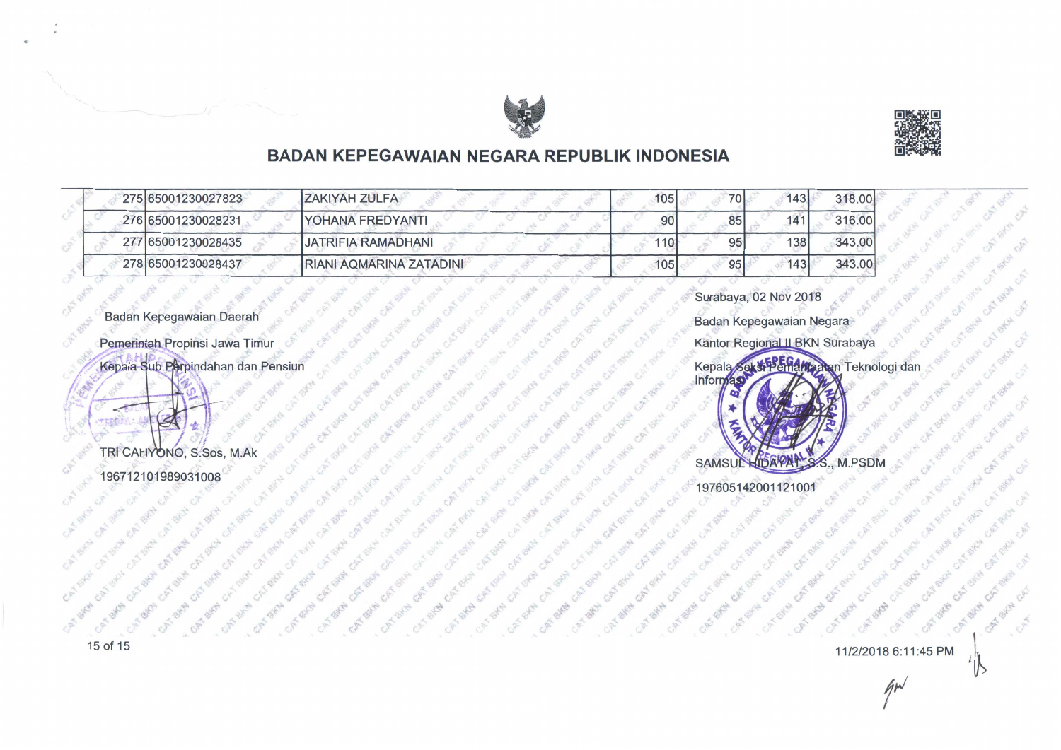# BADAN KEPEGAWAIAN NEGARA REPUBLIK INDONESIA

| | | | | | | |
|---|---|---|---|---|---|---|
| 275 | 65001230027823 | ZAKIYAH ZULFA | 105 | 70 | 143 | 318.00 |
| 276 | 65001230028231 | YOHANA FREDYANTI | 90 | 85 | 141 | 316.00 |
| 277 | 65001230028435 | JATRIFIA RAMADHANI | 110 | 95 | 138 | 343.00 |
| 278 | 65001230028437 | RIANI AQMARINA ZATADINI | 105 | 95 | 143 | 343.00 |

Badan Kepegawaian Daerah

Pemerintah Propinsi Jawa Timur

Kepala Sub Perpindahan dan Pensiun

TRI CAHYONO, S.Sos, M.Ak

196712101989031008

Surabaya, 02 Nov 2018

Badan Kepegawaian Negara

Kantor Regional II BKN Surabaya

Kepala Seksi Pemanfaatan Teknologi dan Informasi

SAMSUL HIDAYAT, S.S., M.PSDM

197605142001121001

11/2/2018 6:11:45 PM